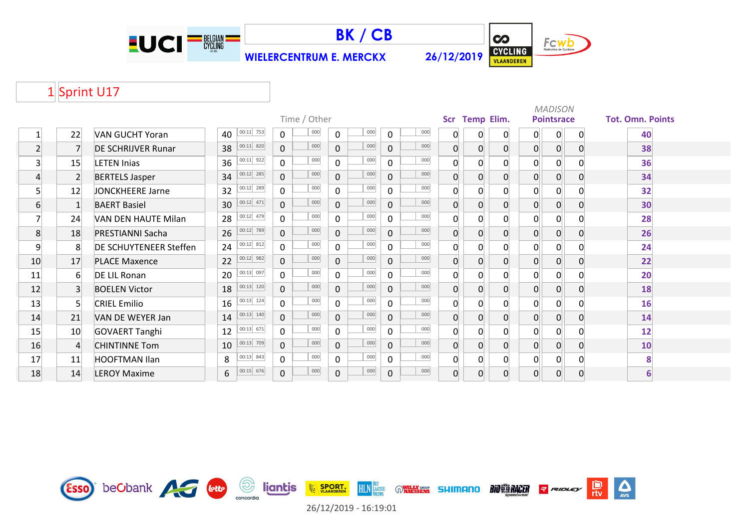# BK / CB

**WIELERCENTRUM E. MERCKX** **26/12/2019**

## 1 Sprint U17

| Pos | Nr | Name | Time / Other | | | | | | | | Scr | Temp | Elim. | MADISON Pointsrace | | | Tot. Omn. Points |
|---|---|---|---|---|---|---|---|---|---|---|---|---|---|---|---|---|---|
| 1 | 22 | VAN GUCHT Yoran | 40 | 00:11 753 | 0 | 000 | 0 | 000 | 0 | 000 | 0 | 0 | 0 | 0 | 0 | 0 | 40 |
| 2 | 7 | DE SCHRIJVER Runar | 38 | 00:11 820 | 0 | 000 | 0 | 000 | 0 | 000 | 0 | 0 | 0 | 0 | 0 | 0 | 38 |
| 3 | 15 | LETEN Inias | 36 | 00:11 922 | 0 | 000 | 0 | 000 | 0 | 000 | 0 | 0 | 0 | 0 | 0 | 0 | 36 |
| 4 | 2 | BERTELS Jasper | 34 | 00:12 285 | 0 | 000 | 0 | 000 | 0 | 000 | 0 | 0 | 0 | 0 | 0 | 0 | 34 |
| 5 | 12 | JONCKHEERE Jarne | 32 | 00:12 289 | 0 | 000 | 0 | 000 | 0 | 000 | 0 | 0 | 0 | 0 | 0 | 0 | 32 |
| 6 | 1 | BAERT Basiel | 30 | 00:12 471 | 0 | 000 | 0 | 000 | 0 | 000 | 0 | 0 | 0 | 0 | 0 | 0 | 30 |
| 7 | 24 | VAN DEN HAUTE Milan | 28 | 00:12 479 | 0 | 000 | 0 | 000 | 0 | 000 | 0 | 0 | 0 | 0 | 0 | 0 | 28 |
| 8 | 18 | PRESTIANNI Sacha | 26 | 00:12 789 | 0 | 000 | 0 | 000 | 0 | 000 | 0 | 0 | 0 | 0 | 0 | 0 | 26 |
| 9 | 8 | DE SCHUYTENEER Steffen | 24 | 00:12 812 | 0 | 000 | 0 | 000 | 0 | 000 | 0 | 0 | 0 | 0 | 0 | 0 | 24 |
| 10 | 17 | PLACE Maxence | 22 | 00:12 982 | 0 | 000 | 0 | 000 | 0 | 000 | 0 | 0 | 0 | 0 | 0 | 0 | 22 |
| 11 | 6 | DE LIL Ronan | 20 | 00:13 097 | 0 | 000 | 0 | 000 | 0 | 000 | 0 | 0 | 0 | 0 | 0 | 0 | 20 |
| 12 | 3 | BOELEN Victor | 18 | 00:13 120 | 0 | 000 | 0 | 000 | 0 | 000 | 0 | 0 | 0 | 0 | 0 | 0 | 18 |
| 13 | 5 | CRIEL Emilio | 16 | 00:13 124 | 0 | 000 | 0 | 000 | 0 | 000 | 0 | 0 | 0 | 0 | 0 | 0 | 16 |
| 14 | 21 | VAN DE WEYER Jan | 14 | 00:13 140 | 0 | 000 | 0 | 000 | 0 | 000 | 0 | 0 | 0 | 0 | 0 | 0 | 14 |
| 15 | 10 | GOVAERT Tanghi | 12 | 00:13 671 | 0 | 000 | 0 | 000 | 0 | 000 | 0 | 0 | 0 | 0 | 0 | 0 | 12 |
| 16 | 4 | CHINTINNE Tom | 10 | 00:13 709 | 0 | 000 | 0 | 000 | 0 | 000 | 0 | 0 | 0 | 0 | 0 | 0 | 10 |
| 17 | 11 | HOOFTMAN Ilan | 8 | 00:13 843 | 0 | 000 | 0 | 000 | 0 | 000 | 0 | 0 | 0 | 0 | 0 | 0 | 8 |
| 18 | 14 | LEROY Maxime | 6 | 00:15 676 | 0 | 000 | 0 | 000 | 0 | 000 | 0 | 0 | 0 | 0 | 0 | 0 | 6 |

26/12/2019 - 16:19:01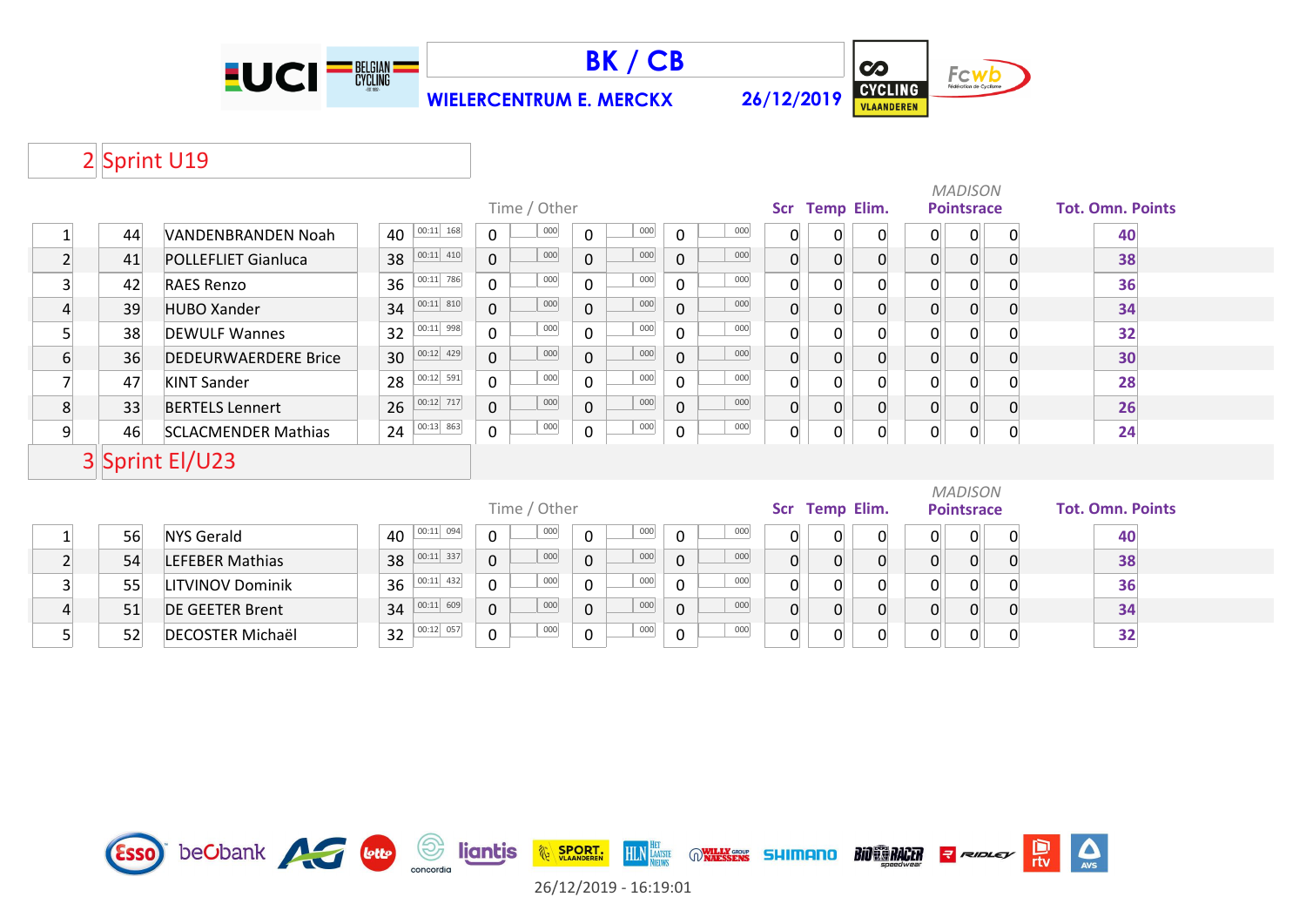# BK / CB

**WIELERCENTRUM E. MERCKX** **26/12/2019**

## 2 Sprint U19

| | | | Time / Other | | | | | | | Scr | Temp | Elim. | MADISON Pointsrace | | | Tot. Omn. Points |
|---|---|---|---|---|---|---|---|---|---|---|---|---|---|---|---|---|
| 1 | 44 | VANDENBRANDEN Noah | 40 | 00:11 168 | 0 | 000 | 0 | 000 | 0 | 000 | 0 | 0 | 0 | 0 | 0 | 0 | 40 |
| 2 | 41 | POLLEFLIET Gianluca | 38 | 00:11 410 | 0 | 000 | 0 | 000 | 0 | 000 | 0 | 0 | 0 | 0 | 0 | 0 | 38 |
| 3 | 42 | RAES Renzo | 36 | 00:11 786 | 0 | 000 | 0 | 000 | 0 | 000 | 0 | 0 | 0 | 0 | 0 | 0 | 36 |
| 4 | 39 | HUBO Xander | 34 | 00:11 810 | 0 | 000 | 0 | 000 | 0 | 000 | 0 | 0 | 0 | 0 | 0 | 0 | 34 |
| 5 | 38 | DEWULF Wannes | 32 | 00:11 998 | 0 | 000 | 0 | 000 | 0 | 000 | 0 | 0 | 0 | 0 | 0 | 0 | 32 |
| 6 | 36 | DEDEURWAERDERE Brice | 30 | 00:12 429 | 0 | 000 | 0 | 000 | 0 | 000 | 0 | 0 | 0 | 0 | 0 | 0 | 30 |
| 7 | 47 | KINT Sander | 28 | 00:12 591 | 0 | 000 | 0 | 000 | 0 | 000 | 0 | 0 | 0 | 0 | 0 | 0 | 28 |
| 8 | 33 | BERTELS Lennert | 26 | 00:12 717 | 0 | 000 | 0 | 000 | 0 | 000 | 0 | 0 | 0 | 0 | 0 | 0 | 26 |
| 9 | 46 | SCLACMENDER Mathias | 24 | 00:13 863 | 0 | 000 | 0 | 000 | 0 | 000 | 0 | 0 | 0 | 0 | 0 | 0 | 24 |

## 3 Sprint El/U23

| | | | Time / Other | | | | | | | Scr | Temp | Elim. | MADISON Pointsrace | | | Tot. Omn. Points |
|---|---|---|---|---|---|---|---|---|---|---|---|---|---|---|---|---|
| 1 | 56 | NYS Gerald | 40 | 00:11 094 | 0 | 000 | 0 | 000 | 0 | 000 | 0 | 0 | 0 | 0 | 0 | 0 | 40 |
| 2 | 54 | LEFEBER Mathias | 38 | 00:11 337 | 0 | 000 | 0 | 000 | 0 | 000 | 0 | 0 | 0 | 0 | 0 | 0 | 38 |
| 3 | 55 | LITVINOV Dominik | 36 | 00:11 432 | 0 | 000 | 0 | 000 | 0 | 000 | 0 | 0 | 0 | 0 | 0 | 0 | 36 |
| 4 | 51 | DE GEETER Brent | 34 | 00:11 609 | 0 | 000 | 0 | 000 | 0 | 000 | 0 | 0 | 0 | 0 | 0 | 0 | 34 |
| 5 | 52 | DECOSTER Michaël | 32 | 00:12 057 | 0 | 000 | 0 | 000 | 0 | 000 | 0 | 0 | 0 | 0 | 0 | 0 | 32 |

26/12/2019 - 16:19:01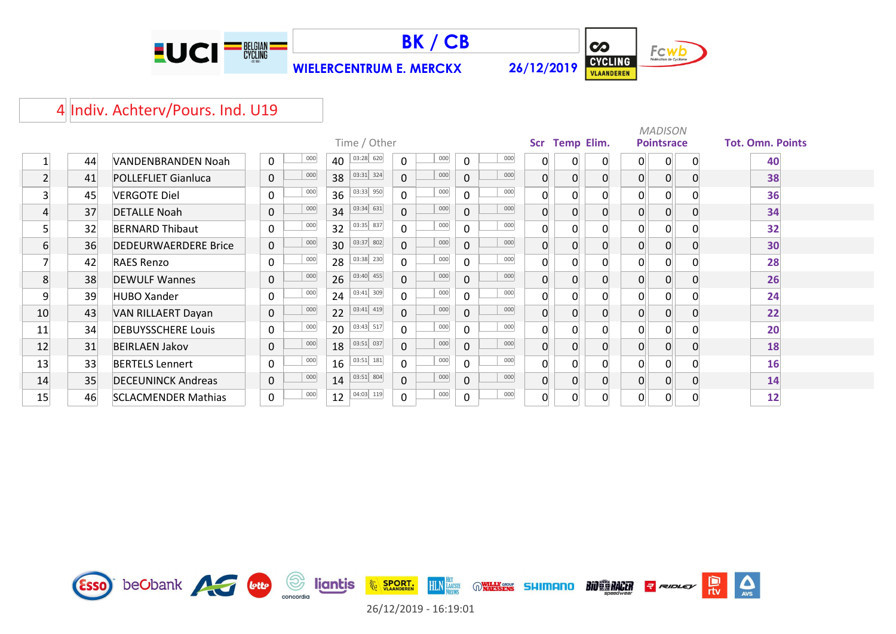# BK / CB

**WIELERCENTRUM E. MERCKX** **26/12/2019**

## 4 Indiv. Achterv/Pours. Ind. U19

| | | | Time / Other | | | | | | | | Scr | Temp | Elim. | MADISON Pointsrace | | | Tot. Omn. Points |
|---|---|---|---|---|---|---|---|---|---|---|---|---|---|---|---|---|---|
| 1 | 44 | VANDENBRANDEN Noah | 0 | 000 | 40 | 03:28 620 | 0 | 000 | 0 | 000 | 0 | 0 | 0 | 0 | 0 | 0 | **40** |
| 2 | 41 | POLLEFLIET Gianluca | 0 | 000 | 38 | 03:31 324 | 0 | 000 | 0 | 000 | 0 | 0 | 0 | 0 | 0 | 0 | **38** |
| 3 | 45 | VERGOTE Diel | 0 | 000 | 36 | 03:33 950 | 0 | 000 | 0 | 000 | 0 | 0 | 0 | 0 | 0 | 0 | **36** |
| 4 | 37 | DETALLE Noah | 0 | 000 | 34 | 03:34 631 | 0 | 000 | 0 | 000 | 0 | 0 | 0 | 0 | 0 | 0 | **34** |
| 5 | 32 | BERNARD Thibaut | 0 | 000 | 32 | 03:35 837 | 0 | 000 | 0 | 000 | 0 | 0 | 0 | 0 | 0 | 0 | **32** |
| 6 | 36 | DEDEURWAERDERE Brice | 0 | 000 | 30 | 03:37 802 | 0 | 000 | 0 | 000 | 0 | 0 | 0 | 0 | 0 | 0 | **30** |
| 7 | 42 | RAES Renzo | 0 | 000 | 28 | 03:38 230 | 0 | 000 | 0 | 000 | 0 | 0 | 0 | 0 | 0 | 0 | **28** |
| 8 | 38 | DEWULF Wannes | 0 | 000 | 26 | 03:40 455 | 0 | 000 | 0 | 000 | 0 | 0 | 0 | 0 | 0 | 0 | **26** |
| 9 | 39 | HUBO Xander | 0 | 000 | 24 | 03:41 309 | 0 | 000 | 0 | 000 | 0 | 0 | 0 | 0 | 0 | 0 | **24** |
| 10 | 43 | VAN RILLAERT Dayan | 0 | 000 | 22 | 03:41 419 | 0 | 000 | 0 | 000 | 0 | 0 | 0 | 0 | 0 | 0 | **22** |
| 11 | 34 | DEBUYSSCHERE Louis | 0 | 000 | 20 | 03:43 517 | 0 | 000 | 0 | 000 | 0 | 0 | 0 | 0 | 0 | 0 | **20** |
| 12 | 31 | BEIRLAEN Jakov | 0 | 000 | 18 | 03:51 037 | 0 | 000 | 0 | 000 | 0 | 0 | 0 | 0 | 0 | 0 | **18** |
| 13 | 33 | BERTELS Lennert | 0 | 000 | 16 | 03:51 181 | 0 | 000 | 0 | 000 | 0 | 0 | 0 | 0 | 0 | 0 | **16** |
| 14 | 35 | DECEUNINCK Andreas | 0 | 000 | 14 | 03:51 804 | 0 | 000 | 0 | 000 | 0 | 0 | 0 | 0 | 0 | 0 | **14** |
| 15 | 46 | SCLACMENDER Mathias | 0 | 000 | 12 | 04:03 119 | 0 | 000 | 0 | 000 | 0 | 0 | 0 | 0 | 0 | 0 | **12** |

26/12/2019 - 16:19:01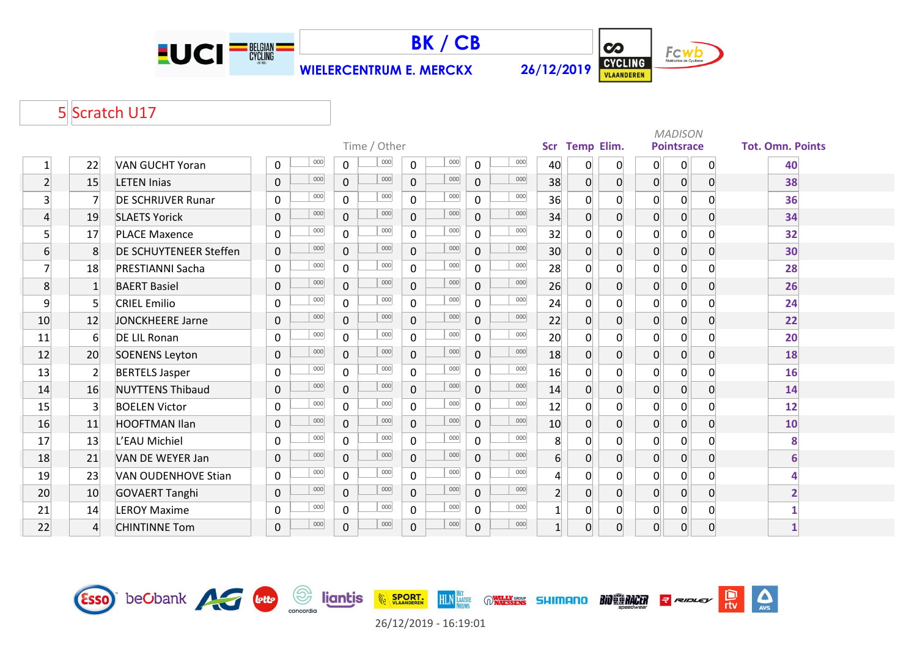# BK / CB

**WIELERCENTRUM E. MERCKX** **26/12/2019**

## 5 Scratch U17

| | | | Time / Other | | | | | | | | Scr | Temp | Elim. | MADISON Pointsrace | | | Tot. Omn. Points |
|---|---|---|---|---|---|---|---|---|---|---|---|---|---|---|---|---|---|
| 1 | 22 | VAN GUCHT Yoran | 0 | 000 | 0 | 000 | 0 | 000 | 0 | 000 | 40 | 0 | 0 | 0 | 0 | 0 | 40 |
| 2 | 15 | LETEN Inias | 0 | 000 | 0 | 000 | 0 | 000 | 0 | 000 | 38 | 0 | 0 | 0 | 0 | 0 | 38 |
| 3 | 7 | DE SCHRIJVER Runar | 0 | 000 | 0 | 000 | 0 | 000 | 0 | 000 | 36 | 0 | 0 | 0 | 0 | 0 | 36 |
| 4 | 19 | SLAETS Yorick | 0 | 000 | 0 | 000 | 0 | 000 | 0 | 000 | 34 | 0 | 0 | 0 | 0 | 0 | 34 |
| 5 | 17 | PLACE Maxence | 0 | 000 | 0 | 000 | 0 | 000 | 0 | 000 | 32 | 0 | 0 | 0 | 0 | 0 | 32 |
| 6 | 8 | DE SCHUYTENEER Steffen | 0 | 000 | 0 | 000 | 0 | 000 | 0 | 000 | 30 | 0 | 0 | 0 | 0 | 0 | 30 |
| 7 | 18 | PRESTIANNI Sacha | 0 | 000 | 0 | 000 | 0 | 000 | 0 | 000 | 28 | 0 | 0 | 0 | 0 | 0 | 28 |
| 8 | 1 | BAERT Basiel | 0 | 000 | 0 | 000 | 0 | 000 | 0 | 000 | 26 | 0 | 0 | 0 | 0 | 0 | 26 |
| 9 | 5 | CRIEL Emilio | 0 | 000 | 0 | 000 | 0 | 000 | 0 | 000 | 24 | 0 | 0 | 0 | 0 | 0 | 24 |
| 10 | 12 | JONCKHEERE Jarne | 0 | 000 | 0 | 000 | 0 | 000 | 0 | 000 | 22 | 0 | 0 | 0 | 0 | 0 | 22 |
| 11 | 6 | DE LIL Ronan | 0 | 000 | 0 | 000 | 0 | 000 | 0 | 000 | 20 | 0 | 0 | 0 | 0 | 0 | 20 |
| 12 | 20 | SOENENS Leyton | 0 | 000 | 0 | 000 | 0 | 000 | 0 | 000 | 18 | 0 | 0 | 0 | 0 | 0 | 18 |
| 13 | 2 | BERTELS Jasper | 0 | 000 | 0 | 000 | 0 | 000 | 0 | 000 | 16 | 0 | 0 | 0 | 0 | 0 | 16 |
| 14 | 16 | NUYTTENS Thibaud | 0 | 000 | 0 | 000 | 0 | 000 | 0 | 000 | 14 | 0 | 0 | 0 | 0 | 0 | 14 |
| 15 | 3 | BOELEN Victor | 0 | 000 | 0 | 000 | 0 | 000 | 0 | 000 | 12 | 0 | 0 | 0 | 0 | 0 | 12 |
| 16 | 11 | HOOFTMAN Ilan | 0 | 000 | 0 | 000 | 0 | 000 | 0 | 000 | 10 | 0 | 0 | 0 | 0 | 0 | 10 |
| 17 | 13 | L'EAU Michiel | 0 | 000 | 0 | 000 | 0 | 000 | 0 | 000 | 8 | 0 | 0 | 0 | 0 | 0 | 8 |
| 18 | 21 | VAN DE WEYER Jan | 0 | 000 | 0 | 000 | 0 | 000 | 0 | 000 | 6 | 0 | 0 | 0 | 0 | 0 | 6 |
| 19 | 23 | VAN OUDENHOVE Stian | 0 | 000 | 0 | 000 | 0 | 000 | 0 | 000 | 4 | 0 | 0 | 0 | 0 | 0 | 4 |
| 20 | 10 | GOVAERT Tanghi | 0 | 000 | 0 | 000 | 0 | 000 | 0 | 000 | 2 | 0 | 0 | 0 | 0 | 0 | 2 |
| 21 | 14 | LEROY Maxime | 0 | 000 | 0 | 000 | 0 | 000 | 0 | 000 | 1 | 0 | 0 | 0 | 0 | 0 | 1 |
| 22 | 4 | CHINTINNE Tom | 0 | 000 | 0 | 000 | 0 | 000 | 0 | 000 | 1 | 0 | 0 | 0 | 0 | 0 | 1 |

26/12/2019 - 16:19:01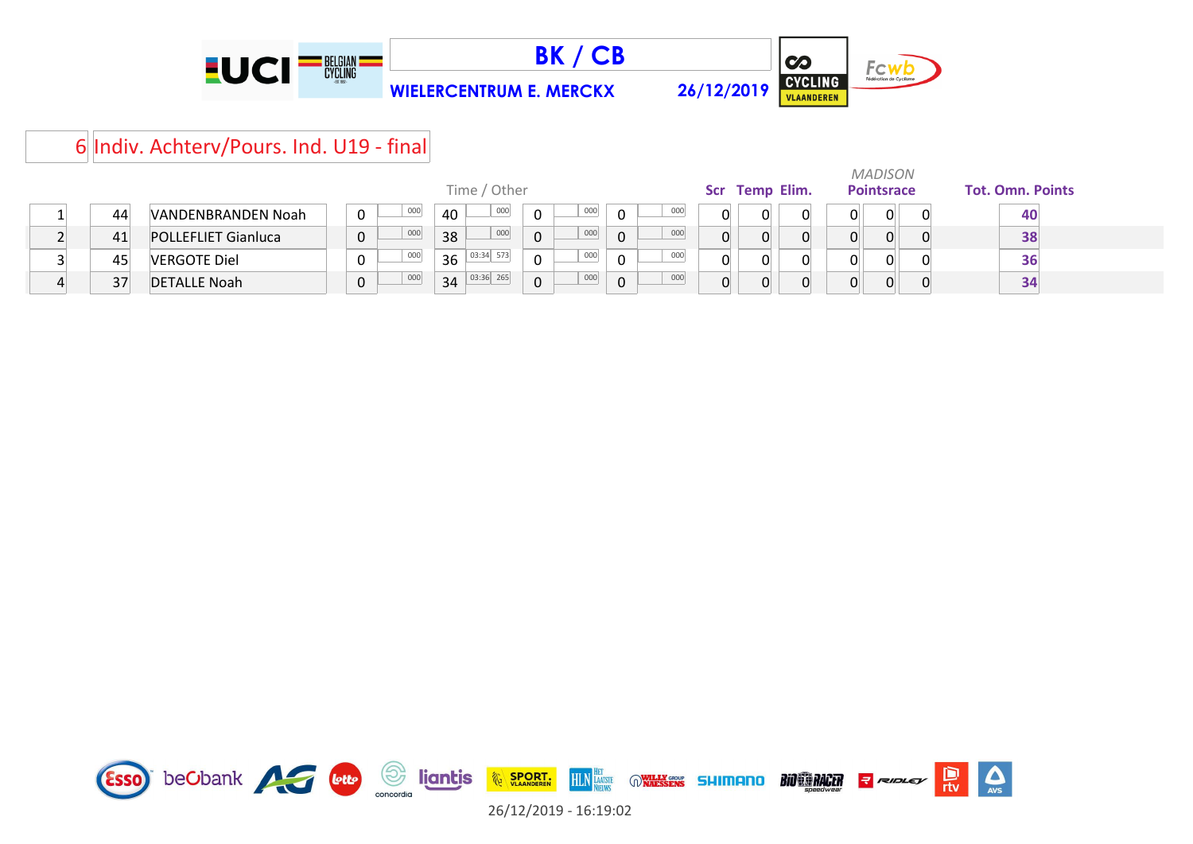# BK / CB

**WIELERCENTRUM E. MERCKX** **26/12/2019**

## 6 Indiv. Achterv/Pours. Ind. U19 - final

| | | | Time / Other | | | | | | | | Scr | Temp | Elim. | *MADISON* Pointsrace | | | Tot. Omn. Points |
|---|---|---|---|---|---|---|---|---|---|---|---|---|---|---|---|---|---|
| 1 | 44 | VANDENBRANDEN Noah | 0 | 000 | 40 | 000 | 0 | 000 | 0 | 000 | 0 | 0 | 0 | 0 | 0 | 0 | **40** |
| 2 | 41 | POLLEFLIET Gianluca | 0 | 000 | 38 | 000 | 0 | 000 | 0 | 000 | 0 | 0 | 0 | 0 | 0 | 0 | **38** |
| 3 | 45 | VERGOTE Diel | 0 | 000 | 36 | 03:34 573 | 0 | 000 | 0 | 000 | 0 | 0 | 0 | 0 | 0 | 0 | **36** |
| 4 | 37 | DETALLE Noah | 0 | 000 | 34 | 03:36 265 | 0 | 000 | 0 | 000 | 0 | 0 | 0 | 0 | 0 | 0 | **34** |

26/12/2019 - 16:19:02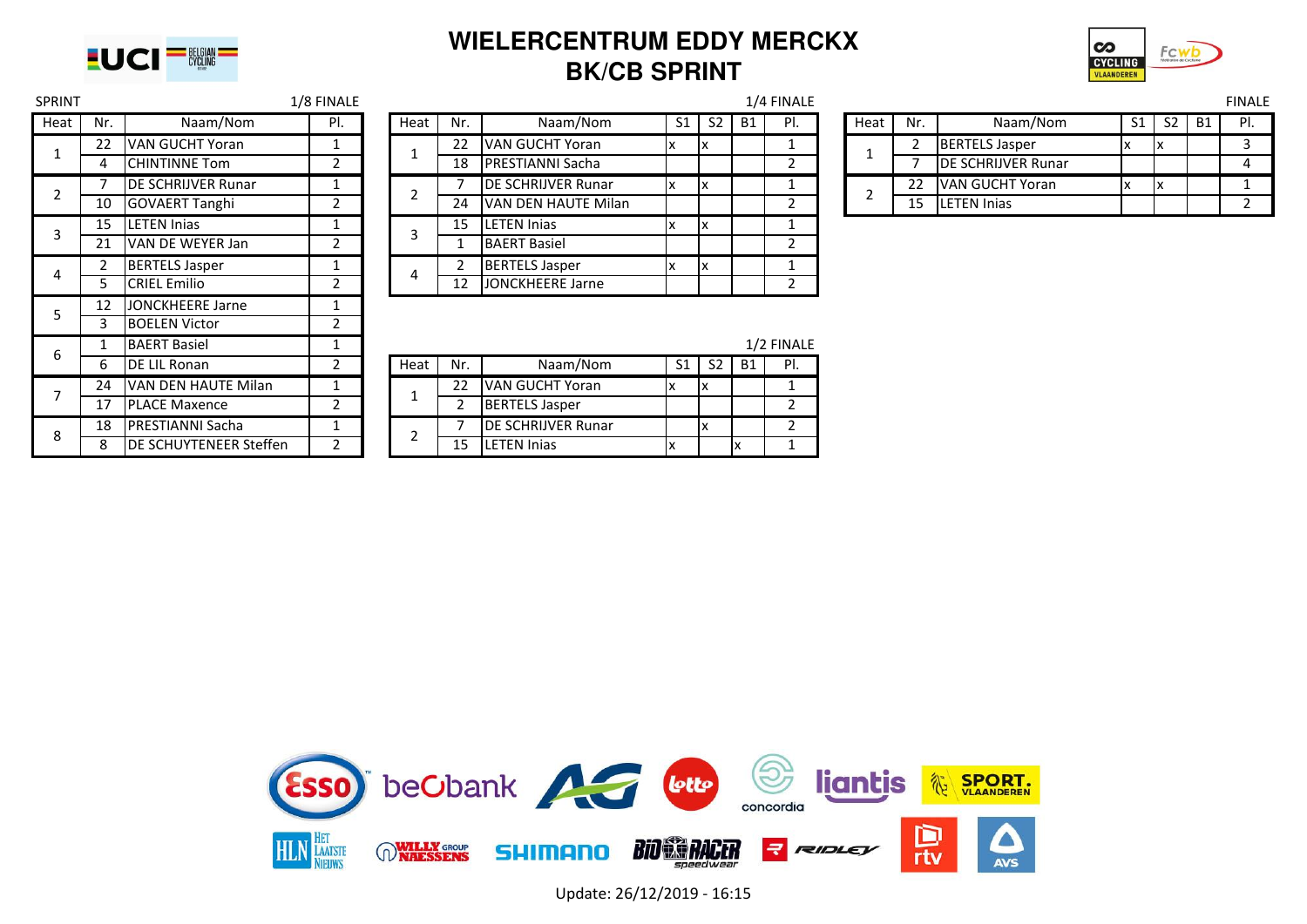# WIELERCENTRUM EDDY MERCKX
## BK/CB SPRINT

SPRINT

### 1/8 FINALE

| Heat | Nr. | Naam/Nom | Pl. |
|---|---|---|---|
| 1 | 22 | VAN GUCHT Yoran | 1 |
| | 4 | CHINTINNE Tom | 2 |
| 2 | 7 | DE SCHRIJVER Runar | 1 |
| | 10 | GOVAERT Tanghi | 2 |
| 3 | 15 | LETEN Inias | 1 |
| | 21 | VAN DE WEYER Jan | 2 |
| 4 | 2 | BERTELS Jasper | 1 |
| | 5 | CRIEL Emilio | 2 |
| 5 | 12 | JONCKHEERE Jarne | 1 |
| | 3 | BOELEN Victor | 2 |
| 6 | 1 | BAERT Basiel | 1 |
| | 6 | DE LIL Ronan | 2 |
| 7 | 24 | VAN DEN HAUTE Milan | 1 |
| | 17 | PLACE Maxence | 2 |
| 8 | 18 | PRESTIANNI Sacha | 1 |
| | 8 | DE SCHUYTENEER Steffen | 2 |

### 1/4 FINALE

| Heat | Nr. | Naam/Nom | S1 | S2 | B1 | Pl. |
|---|---|---|---|---|---|---|
| 1 | 22 | VAN GUCHT Yoran | x | x | | 1 |
| | 18 | PRESTIANNI Sacha | | | | 2 |
| 2 | 7 | DE SCHRIJVER Runar | x | x | | 1 |
| | 24 | VAN DEN HAUTE Milan | | | | 2 |
| 3 | 15 | LETEN Inias | x | x | | 1 |
| | 1 | BAERT Basiel | | | | 2 |
| 4 | 2 | BERTELS Jasper | x | x | | 1 |
| | 12 | JONCKHEERE Jarne | | | | 2 |

### 1/2 FINALE

| Heat | Nr. | Naam/Nom | S1 | S2 | B1 | Pl. |
|---|---|---|---|---|---|---|
| 1 | 22 | VAN GUCHT Yoran | x | x | | 1 |
| | 2 | BERTELS Jasper | | | | 2 |
| 2 | 7 | DE SCHRIJVER Runar | | x | | 2 |
| | 15 | LETEN Inias | x | | x | 1 |

### FINALE

| Heat | Nr. | Naam/Nom | S1 | S2 | B1 | Pl. |
|---|---|---|---|---|---|---|
| 1 | 2 | BERTELS Jasper | x | x | | 3 |
| | 7 | DE SCHRIJVER Runar | | | | 4 |
| 2 | 22 | VAN GUCHT Yoran | x | x | | 1 |
| | 15 | LETEN Inias | | | | 2 |

Update: 26/12/2019 - 16:15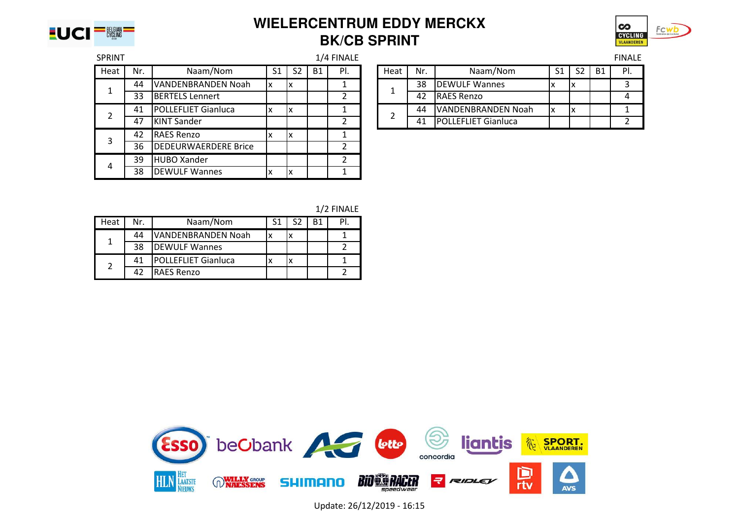# WIELERCENTRUM EDDY MERCKX
## BK/CB SPRINT

SPRINT

1/4 FINALE

| Heat | Nr. | Naam/Nom | S1 | S2 | B1 | Pl. |
|---|---|---|---|---|---|---|
| 1 | 44 | VANDENBRANDEN Noah | x | x | | 1 |
| | 33 | BERTELS Lennert | | | | 2 |
| 2 | 41 | POLLEFLIET Gianluca | x | x | | 1 |
| | 47 | KINT Sander | | | | 2 |
| 3 | 42 | RAES Renzo | x | x | | 1 |
| | 36 | DEDEURWAERDERE Brice | | | | 2 |
| 4 | 39 | HUBO Xander | | | | 2 |
| | 38 | DEWULF Wannes | x | x | | 1 |

1/2 FINALE

| Heat | Nr. | Naam/Nom | S1 | S2 | B1 | Pl. |
|---|---|---|---|---|---|---|
| 1 | 44 | VANDENBRANDEN Noah | x | x | | 1 |
| | 38 | DEWULF Wannes | | | | 2 |
| 2 | 41 | POLLEFLIET Gianluca | x | x | | 1 |
| | 42 | RAES Renzo | | | | 2 |

FINALE

| Heat | Nr. | Naam/Nom | S1 | S2 | B1 | Pl. |
|---|---|---|---|---|---|---|
| 1 | 38 | DEWULF Wannes | x | x | | 3 |
| | 42 | RAES Renzo | | | | 4 |
| 2 | 44 | VANDENBRANDEN Noah | x | x | | 1 |
| | 41 | POLLEFLIET Gianluca | | | | 2 |

Update: 26/12/2019 - 16:15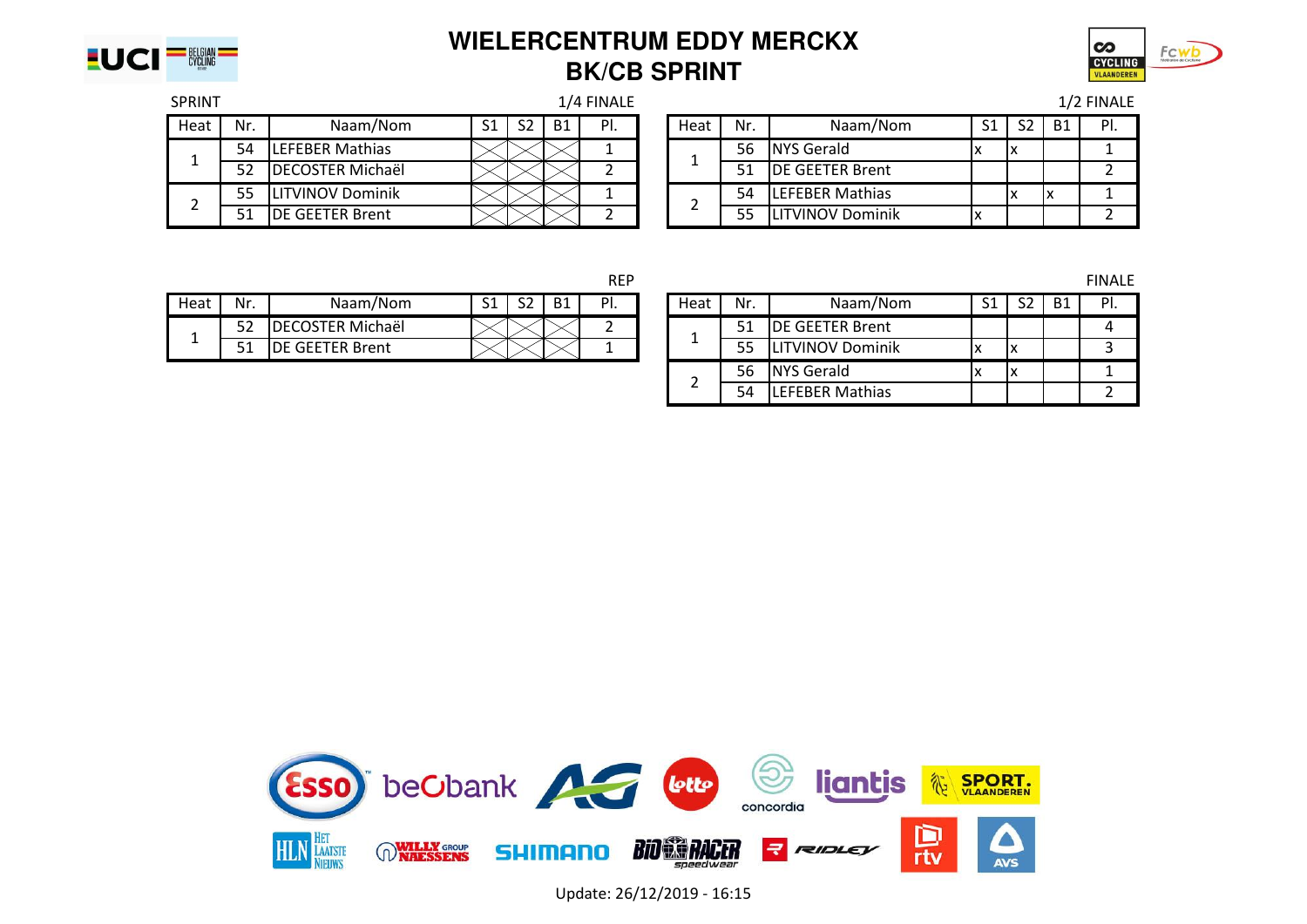# WIELERCENTRUM EDDY MERCKX
## BK/CB SPRINT

SPRINT

1/4 FINALE

| Heat | Nr. | Naam/Nom | S1 | S2 | B1 | Pl. |
|---|---|---|---|---|---|---|
| 1 | 54 | LEFEBER Mathias | | | | 1 |
| | 52 | DECOSTER Michaël | | | | 2 |
| 2 | 55 | LITVINOV Dominik | | | | 1 |
| | 51 | DE GEETER Brent | | | | 2 |

1/2 FINALE

| Heat | Nr. | Naam/Nom | S1 | S2 | B1 | Pl. |
|---|---|---|---|---|---|---|
| 1 | 56 | NYS Gerald | x | x | | 1 |
| | 51 | DE GEETER Brent | | | | 2 |
| 2 | 54 | LEFEBER Mathias | | x | x | 1 |
| | 55 | LITVINOV Dominik | x | | | 2 |

REP

| Heat | Nr. | Naam/Nom | S1 | S2 | B1 | Pl. |
|---|---|---|---|---|---|---|
| 1 | 52 | DECOSTER Michaël | | | | 2 |
| | 51 | DE GEETER Brent | | | | 1 |

FINALE

| Heat | Nr. | Naam/Nom | S1 | S2 | B1 | Pl. |
|---|---|---|---|---|---|---|
| 1 | 51 | DE GEETER Brent | | | | 4 |
| | 55 | LITVINOV Dominik | x | x | | 3 |
| 2 | 56 | NYS Gerald | x | x | | 1 |
| | 54 | LEFEBER Mathias | | | | 2 |

Update: 26/12/2019 - 16:15